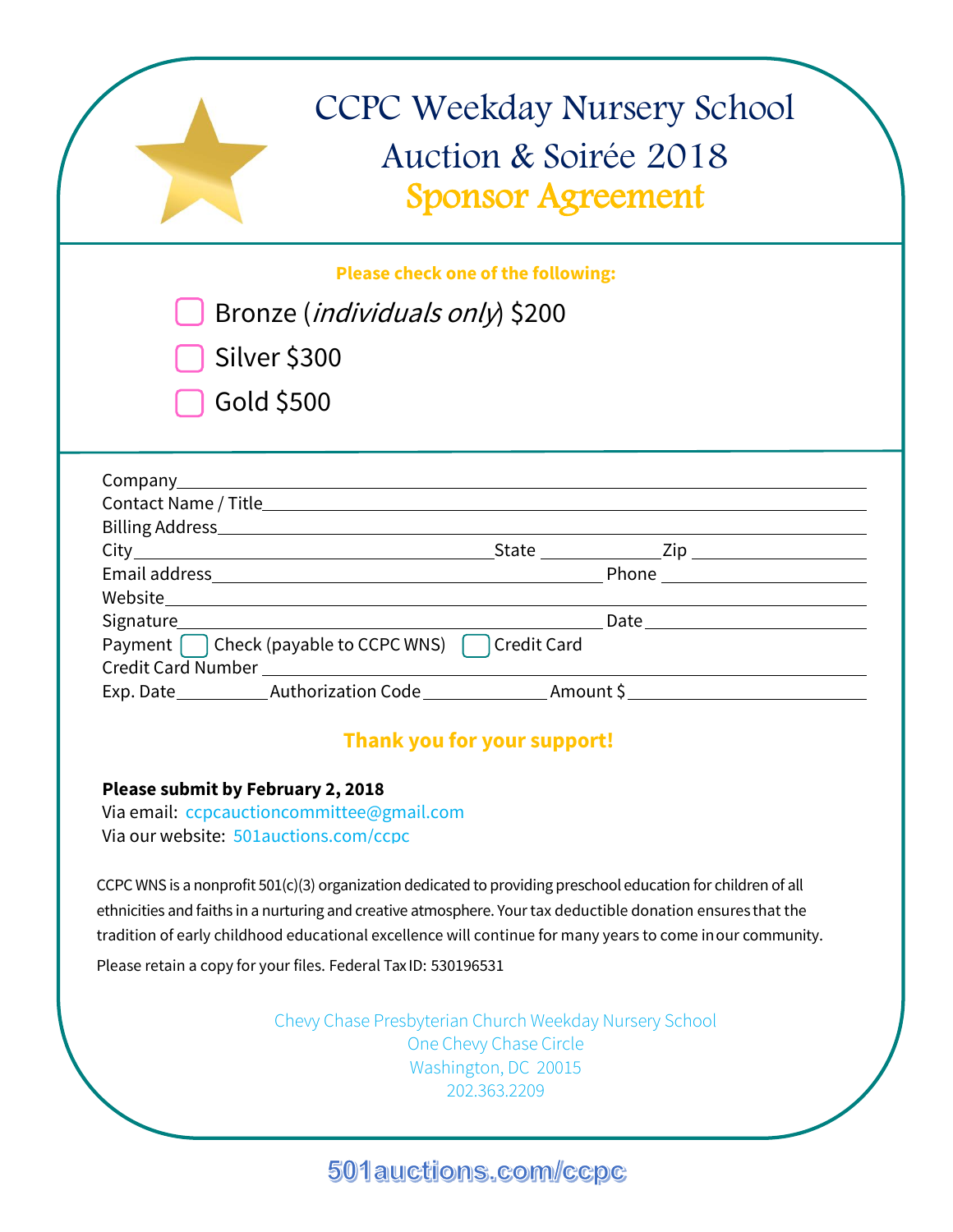# CCPC Weekday Nursery School

## Auction & Soirée 2018

## Sponsor Agreement

**Please check one of the following:**

- ☐ Bronze (*individuals only*) $200
- ☐ Silver $300
- ☐ Gold $500

Company\_\_\_\_\_\_\_\_\_\_\_\_\_\_\_\_\_\_\_\_\_\_\_\_\_\_\_\_\_\_\_\_\_\_\_\_\_\_\_\_\_\_\_\_\_\_\_\_\_\_\_\_

Contact Name / Title\_\_\_\_\_\_\_\_\_\_\_\_\_\_\_\_\_\_\_\_\_\_\_\_\_\_\_\_\_\_\_\_\_\_\_\_\_\_\_\_\_\_\_\_

Billing Address\_\_\_\_\_\_\_\_\_\_\_\_\_\_\_\_\_\_\_\_\_\_\_\_\_\_\_\_\_\_\_\_\_\_\_\_\_\_\_\_\_\_\_\_\_\_\_

City\_\_\_\_\_\_\_\_\_\_\_\_\_\_\_\_\_\_\_\_\_\_\_\_\_\_\_ State \_\_\_\_\_\_\_\_ Zip \_\_\_\_\_\_\_\_\_\_\_\_\_

Email address\_\_\_\_\_\_\_\_\_\_\_\_\_\_\_\_\_\_\_\_\_\_\_\_\_\_\_\_\_\_ Phone \_\_\_\_\_\_\_\_\_\_\_\_\_\_\_

Website\_\_\_\_\_\_\_\_\_\_\_\_\_\_\_\_\_\_\_\_\_\_\_\_\_\_\_\_\_\_\_\_\_\_\_\_\_\_\_\_\_\_\_\_\_\_\_\_\_\_\_\_\_\_

Signature\_\_\_\_\_\_\_\_\_\_\_\_\_\_\_\_\_\_\_\_\_\_\_\_\_\_\_\_\_\_\_\_\_ Date\_\_\_\_\_\_\_\_\_\_\_\_\_\_\_\_\_

Payment ☐ Check (payable to CCPC WNS) ☐ Credit Card

Credit Card Number \_\_\_\_\_\_\_\_\_\_\_\_\_\_\_\_\_\_\_\_\_\_\_\_\_\_\_\_\_\_\_\_\_\_\_\_\_\_\_\_\_\_\_\_\_

Exp. Date\_\_\_\_\_\_\_ Authorization Code\_\_\_\_\_\_\_\_\_\_ Amount $\_\_\_\_\_\_\_\_\_\_\_\_\_\_\_\_

**Thank you for your support!**

**Please submit by February 2, 2018**

Via email: ccpcauctioncommittee@gmail.com

Via our website: 501auctions.com/ccpc

CCPC WNS is a nonprofit 501(c)(3) organization dedicated to providing preschool education for children of all ethnicities and faiths in a nurturing and creative atmosphere. Your tax deductible donation ensures that the tradition of early childhood educational excellence will continue for many years to come in our community.

Please retain a copy for your files. Federal Tax ID: 530196531

Chevy Chase Presbyterian Church Weekday Nursery School
One Chevy Chase Circle
Washington, DC 20015
202.363.2209

**501auctions.com/ccpc**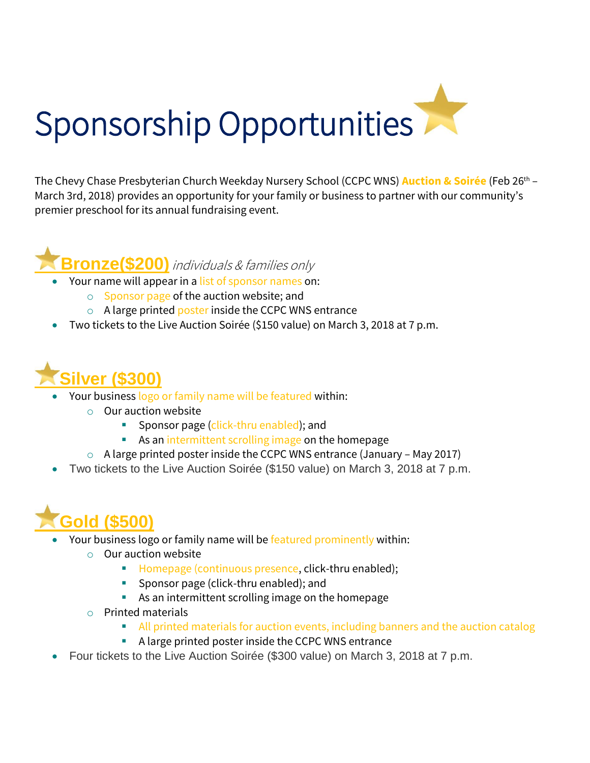# Sponsorship Opportunities

The Chevy Chase Presbyterian Church Weekday Nursery School (CCPC WNS) **Auction & Soirée** (Feb 26th – March 3rd, 2018) provides an opportunity for your family or business to partner with our community's premier preschool for its annual fundraising event.

## Bronze($200) *individuals & families only*

- Your name will appear in a list of sponsor names on:
  - Sponsor page of the auction website; and
  - A large printed poster inside the CCPC WNS entrance
- Two tickets to the Live Auction Soirée ($150 value) on March 3, 2018 at 7 p.m.

## Silver ($300)

- Your business logo or family name will be featured within:
  - Our auction website
    - Sponsor page (click-thru enabled); and
    - As an intermittent scrolling image on the homepage
  - A large printed poster inside the CCPC WNS entrance (January – May 2017)
- Two tickets to the Live Auction Soirée ($150 value) on March 3, 2018 at 7 p.m.

## Gold ($500)

- Your business logo or family name will be featured prominently within:
  - Our auction website
    - Homepage (continuous presence, click-thru enabled);
    - Sponsor page (click-thru enabled); and
    - As an intermittent scrolling image on the homepage
  - Printed materials
    - All printed materials for auction events, including banners and the auction catalog
    - A large printed poster inside the CCPC WNS entrance
- Four tickets to the Live Auction Soirée ($300 value) on March 3, 2018 at 7 p.m.